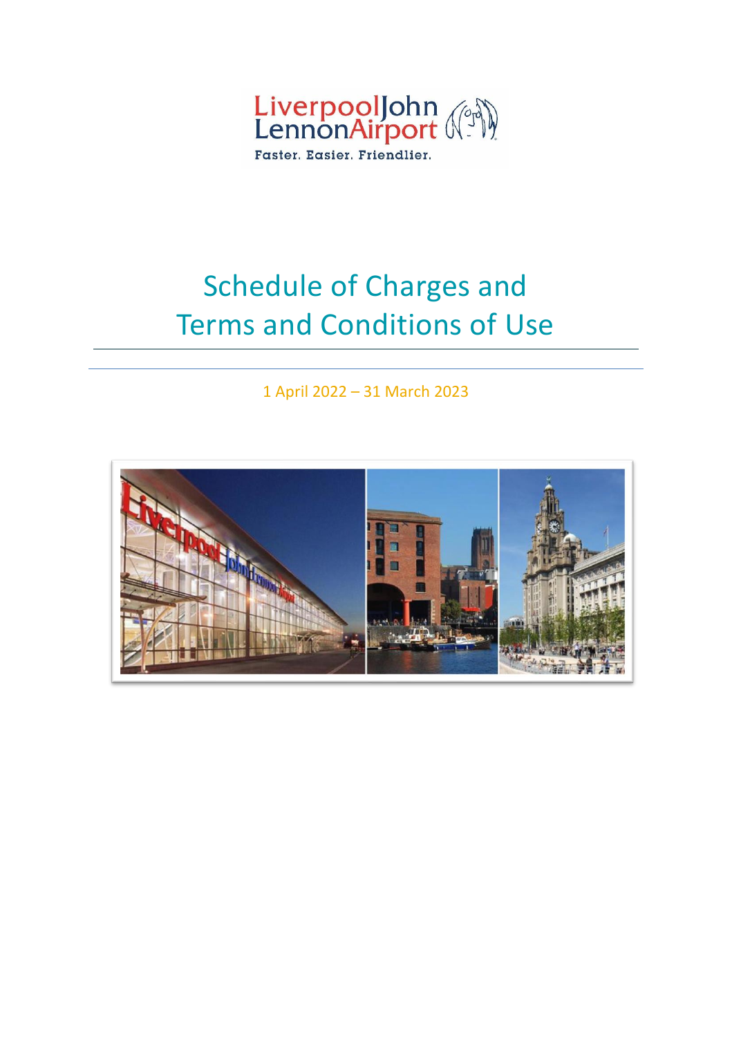# Schedule of Charges and Terms and Conditions of Use

1 April 2022 – 31 March 2023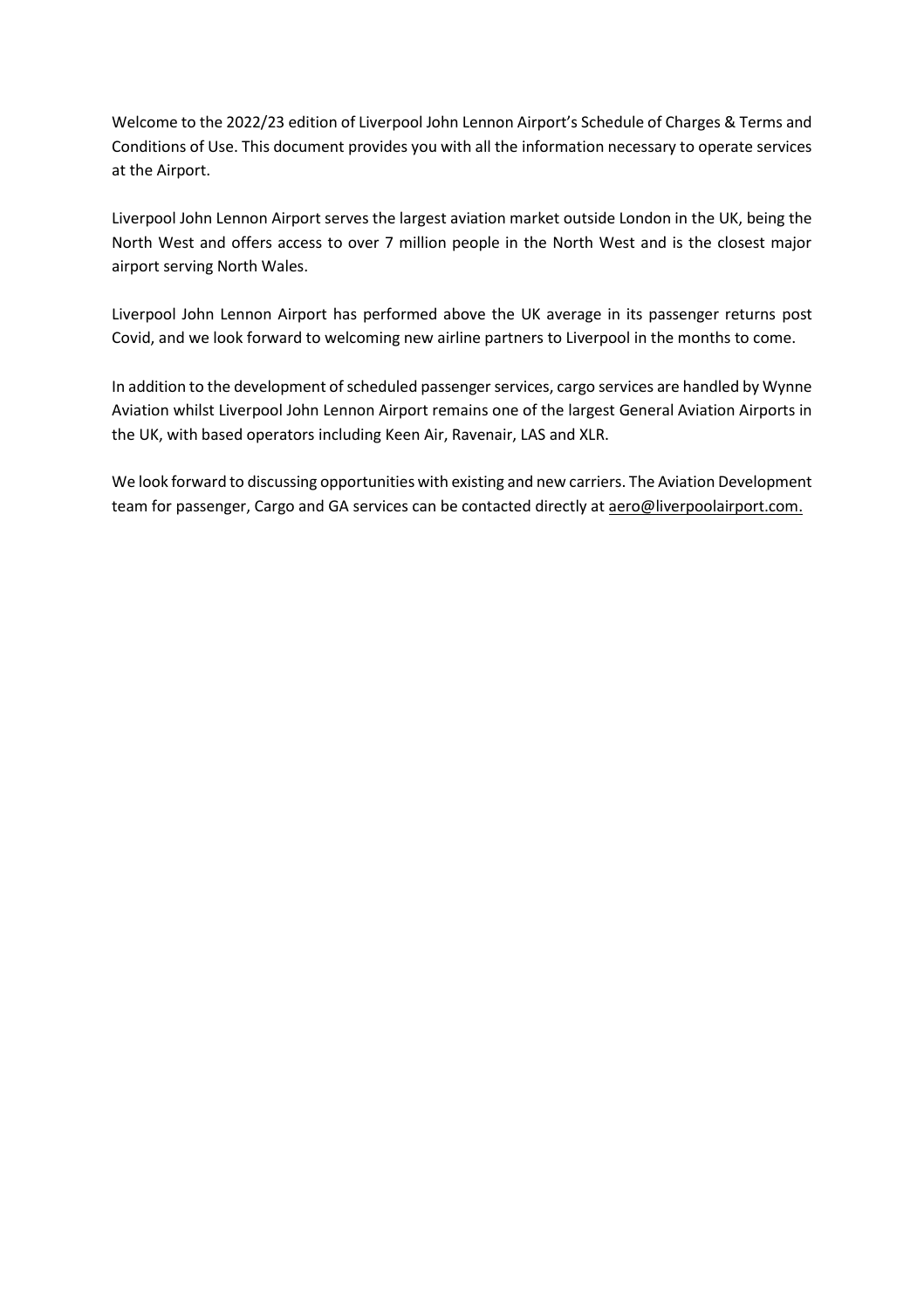Welcome to the 2022/23 edition of Liverpool John Lennon Airport's Schedule of Charges & Terms and Conditions of Use. This document provides you with all the information necessary to operate services at the Airport.

Liverpool John Lennon Airport serves the largest aviation market outside London in the UK, being the North West and offers access to over 7 million people in the North West and is the closest major airport serving North Wales.

Liverpool John Lennon Airport has performed above the UK average in its passenger returns post Covid, and we look forward to welcoming new airline partners to Liverpool in the months to come.

In addition to the development of scheduled passenger services, cargo services are handled by Wynne Aviation whilst Liverpool John Lennon Airport remains one of the largest General Aviation Airports in the UK, with based operators including Keen Air, Ravenair, LAS and XLR.

We look forward to discussing opportunities with existing and new carriers. The Aviation Development team for passenger, Cargo and GA services can be contacted directly at aero@liverpoolairport.com.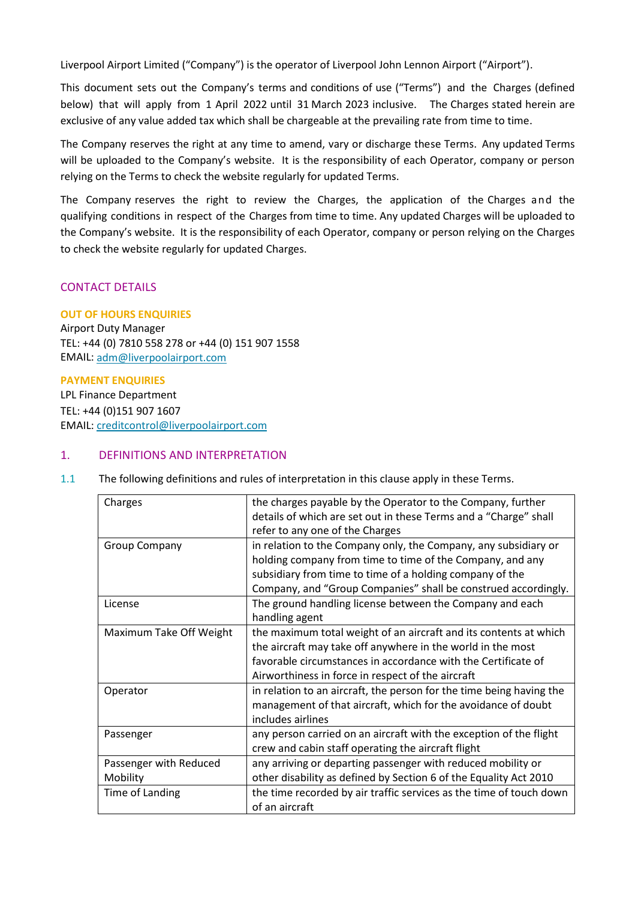Liverpool Airport Limited ("Company") is the operator of Liverpool John Lennon Airport ("Airport").

This document sets out the Company's terms and conditions of use ("Terms") and the Charges (defined below) that will apply from 1 April 2022 until 31 March 2023 inclusive. The Charges stated herein are exclusive of any value added tax which shall be chargeable at the prevailing rate from time to time.

The Company reserves the right at any time to amend, vary or discharge these Terms. Any updated Terms will be uploaded to the Company's website. It is the responsibility of each Operator, company or person relying on the Terms to check the website regularly for updated Terms.

The Company reserves the right to review the Charges, the application of the Charges and the qualifying conditions in respect of the Charges from time to time. Any updated Charges will be uploaded to the Company's website. It is the responsibility of each Operator, company or person relying on the Charges to check the website regularly for updated Charges.

## CONTACT DETAILS

**OUT OF HOURS ENQUIRIES**
Airport Duty Manager
TEL: +44 (0) 7810 558 278 or +44 (0) 151 907 1558
EMAIL: adm@liverpoolairport.com

**PAYMENT ENQUIRIES**
LPL Finance Department
TEL: +44 (0)151 907 1607
EMAIL: creditcontrol@liverpoolairport.com

## 1. DEFINITIONS AND INTERPRETATION

1.1 The following definitions and rules of interpretation in this clause apply in these Terms.

| | |
|---|---|
| Charges | the charges payable by the Operator to the Company, further details of which are set out in these Terms and a "Charge" shall refer to any one of the Charges |
| Group Company | in relation to the Company only, the Company, any subsidiary or holding company from time to time of the Company, and any subsidiary from time to time of a holding company of the Company, and "Group Companies" shall be construed accordingly. |
| License | The ground handling license between the Company and each handling agent |
| Maximum Take Off Weight | the maximum total weight of an aircraft and its contents at which the aircraft may take off anywhere in the world in the most favorable circumstances in accordance with the Certificate of Airworthiness in force in respect of the aircraft |
| Operator | in relation to an aircraft, the person for the time being having the management of that aircraft, which for the avoidance of doubt includes airlines |
| Passenger | any person carried on an aircraft with the exception of the flight crew and cabin staff operating the aircraft flight |
| Passenger with Reduced Mobility | any arriving or departing passenger with reduced mobility or other disability as defined by Section 6 of the Equality Act 2010 |
| Time of Landing | the time recorded by air traffic services as the time of touch down of an aircraft |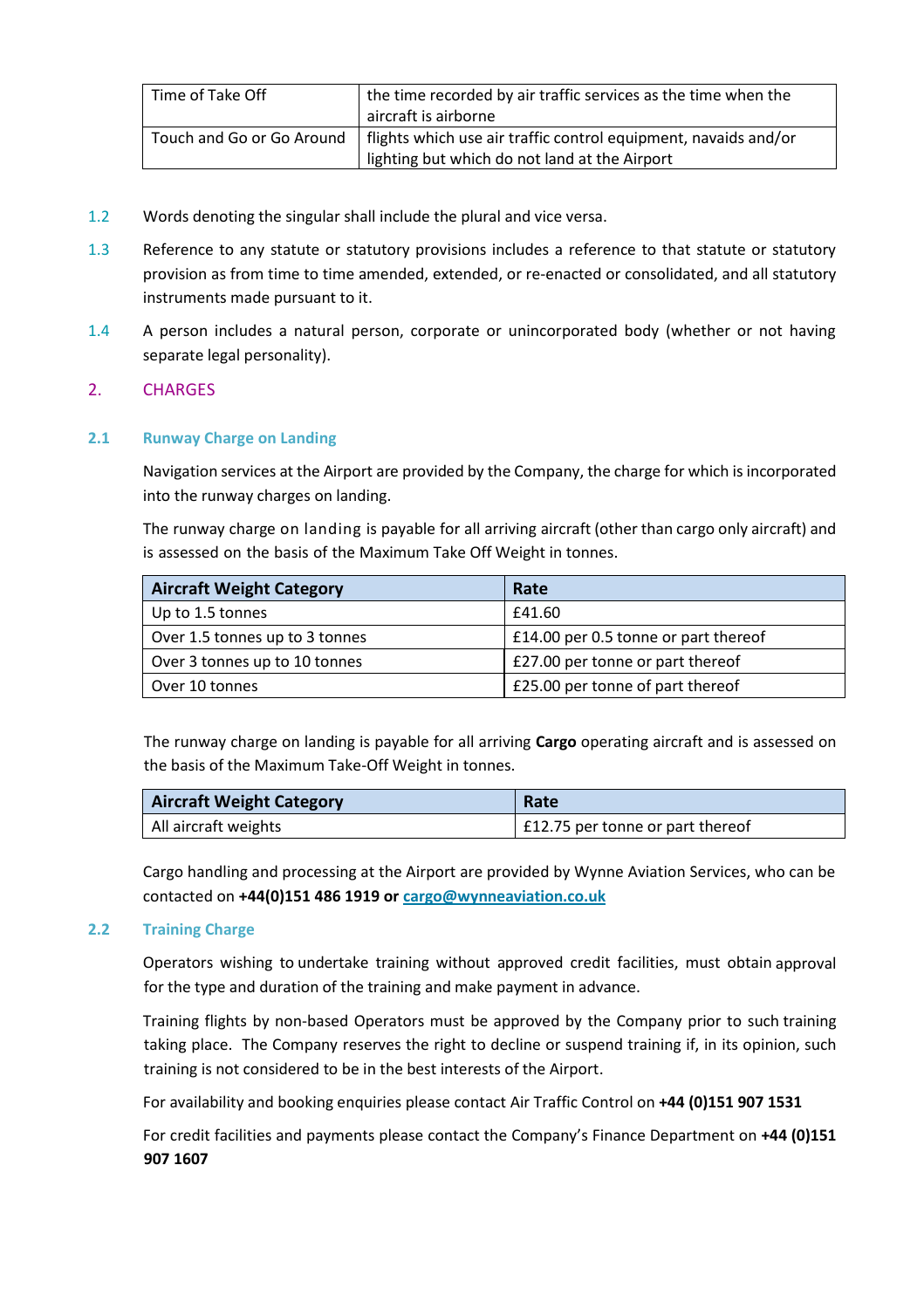| Time of Take Off | the time recorded by air traffic services as the time when the aircraft is airborne |
| --- | --- |
| Touch and Go or Go Around | flights which use air traffic control equipment, navaids and/or lighting but which do not land at the Airport |

1.2 Words denoting the singular shall include the plural and vice versa.

1.3 Reference to any statute or statutory provisions includes a reference to that statute or statutory provision as from time to time amended, extended, or re-enacted or consolidated, and all statutory instruments made pursuant to it.

1.4 A person includes a natural person, corporate or unincorporated body (whether or not having separate legal personality).

## 2. CHARGES

### 2.1 Runway Charge on Landing

Navigation services at the Airport are provided by the Company, the charge for which is incorporated into the runway charges on landing.

The runway charge on landing is payable for all arriving aircraft (other than cargo only aircraft) and is assessed on the basis of the Maximum Take Off Weight in tonnes.

| Aircraft Weight Category | Rate |
| --- | --- |
| Up to 1.5 tonnes | £41.60 |
| Over 1.5 tonnes up to 3 tonnes | £14.00 per 0.5 tonne or part thereof |
| Over 3 tonnes up to 10 tonnes | £27.00 per tonne or part thereof |
| Over 10 tonnes | £25.00 per tonne of part thereof |

The runway charge on landing is payable for all arriving **Cargo** operating aircraft and is assessed on the basis of the Maximum Take-Off Weight in tonnes.

| Aircraft Weight Category | Rate |
| --- | --- |
| All aircraft weights | £12.75 per tonne or part thereof |

Cargo handling and processing at the Airport are provided by Wynne Aviation Services, who can be contacted on **+44(0)151 486 1919 or** [cargo@wynneaviation.co.uk](mailto:cargo@wynneaviation.co.uk)

### 2.2 Training Charge

Operators wishing to undertake training without approved credit facilities, must obtain approval for the type and duration of the training and make payment in advance.

Training flights by non-based Operators must be approved by the Company prior to such training taking place. The Company reserves the right to decline or suspend training if, in its opinion, such training is not considered to be in the best interests of the Airport.

For availability and booking enquiries please contact Air Traffic Control on **+44 (0)151 907 1531**

For credit facilities and payments please contact the Company's Finance Department on **+44 (0)151 907 1607**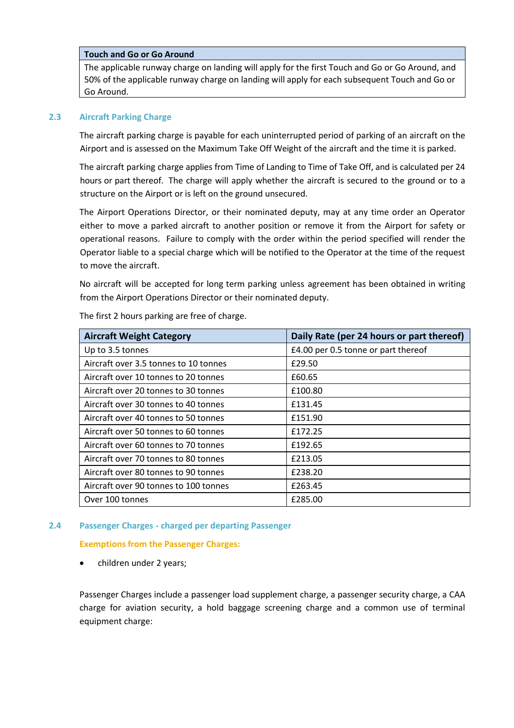| Touch and Go or Go Around |
| --- |
| The applicable runway charge on landing will apply for the first Touch and Go or Go Around, and 50% of the applicable runway charge on landing will apply for each subsequent Touch and Go or Go Around. |

## 2.3 Aircraft Parking Charge

The aircraft parking charge is payable for each uninterrupted period of parking of an aircraft on the Airport and is assessed on the Maximum Take Off Weight of the aircraft and the time it is parked.

The aircraft parking charge applies from Time of Landing to Time of Take Off, and is calculated per 24 hours or part thereof. The charge will apply whether the aircraft is secured to the ground or to a structure on the Airport or is left on the ground unsecured.

The Airport Operations Director, or their nominated deputy, may at any time order an Operator either to move a parked aircraft to another position or remove it from the Airport for safety or operational reasons. Failure to comply with the order within the period specified will render the Operator liable to a special charge which will be notified to the Operator at the time of the request to move the aircraft.

No aircraft will be accepted for long term parking unless agreement has been obtained in writing from the Airport Operations Director or their nominated deputy.

The first 2 hours parking are free of charge.

| Aircraft Weight Category | Daily Rate (per 24 hours or part thereof) |
| --- | --- |
| Up to 3.5 tonnes | £4.00 per 0.5 tonne or part thereof |
| Aircraft over 3.5 tonnes to 10 tonnes | £29.50 |
| Aircraft over 10 tonnes to 20 tonnes | £60.65 |
| Aircraft over 20 tonnes to 30 tonnes | £100.80 |
| Aircraft over 30 tonnes to 40 tonnes | £131.45 |
| Aircraft over 40 tonnes to 50 tonnes | £151.90 |
| Aircraft over 50 tonnes to 60 tonnes | £172.25 |
| Aircraft over 60 tonnes to 70 tonnes | £192.65 |
| Aircraft over 70 tonnes to 80 tonnes | £213.05 |
| Aircraft over 80 tonnes to 90 tonnes | £238.20 |
| Aircraft over 90 tonnes to 100 tonnes | £263.45 |
| Over 100 tonnes | £285.00 |

## 2.4 Passenger Charges - charged per departing Passenger

**Exemptions from the Passenger Charges:**

- children under 2 years;

Passenger Charges include a passenger load supplement charge, a passenger security charge, a CAA charge for aviation security, a hold baggage screening charge and a common use of terminal equipment charge: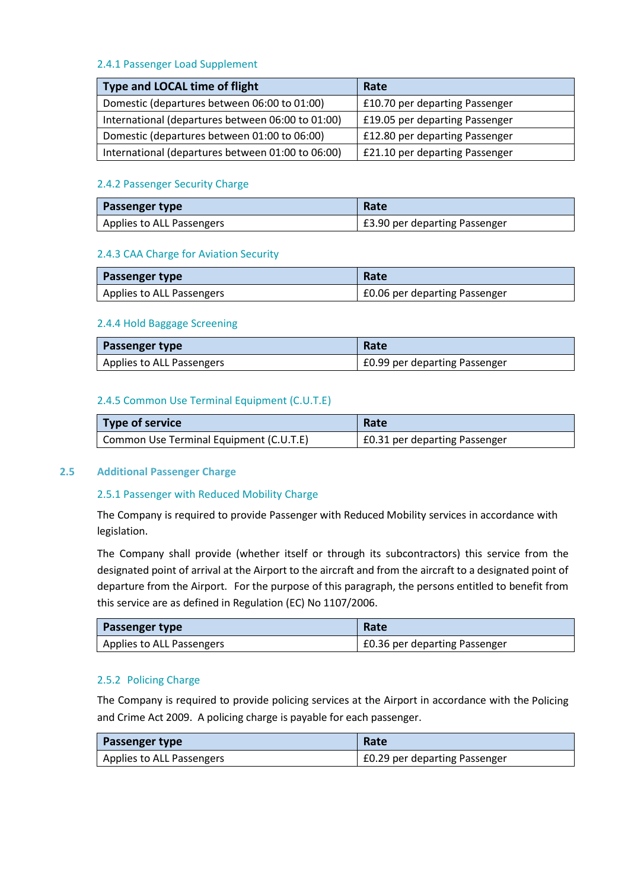#### 2.4.1 Passenger Load Supplement

| Type and LOCAL time of flight | Rate |
| --- | --- |
| Domestic (departures between 06:00 to 01:00) | £10.70 per departing Passenger |
| International (departures between 06:00 to 01:00) | £19.05 per departing Passenger |
| Domestic (departures between 01:00 to 06:00) | £12.80 per departing Passenger |
| International (departures between 01:00 to 06:00) | £21.10 per departing Passenger |

#### 2.4.2 Passenger Security Charge

| Passenger type | Rate |
| --- | --- |
| Applies to ALL Passengers | £3.90 per departing Passenger |

#### 2.4.3 CAA Charge for Aviation Security

| Passenger type | Rate |
| --- | --- |
| Applies to ALL Passengers | £0.06 per departing Passenger |

#### 2.4.4 Hold Baggage Screening

| Passenger type | Rate |
| --- | --- |
| Applies to ALL Passengers | £0.99 per departing Passenger |

#### 2.4.5 Common Use Terminal Equipment (C.U.T.E)

| Type of service | Rate |
| --- | --- |
| Common Use Terminal Equipment (C.U.T.E) | £0.31 per departing Passenger |

### 2.5 Additional Passenger Charge

#### 2.5.1 Passenger with Reduced Mobility Charge

The Company is required to provide Passenger with Reduced Mobility services in accordance with legislation.

The Company shall provide (whether itself or through its subcontractors) this service from the designated point of arrival at the Airport to the aircraft and from the aircraft to a designated point of departure from the Airport. For the purpose of this paragraph, the persons entitled to benefit from this service are as defined in Regulation (EC) No 1107/2006.

| Passenger type | Rate |
| --- | --- |
| Applies to ALL Passengers | £0.36 per departing Passenger |

#### 2.5.2 Policing Charge

The Company is required to provide policing services at the Airport in accordance with the Policing and Crime Act 2009. A policing charge is payable for each passenger.

| Passenger type | Rate |
| --- | --- |
| Applies to ALL Passengers | £0.29 per departing Passenger |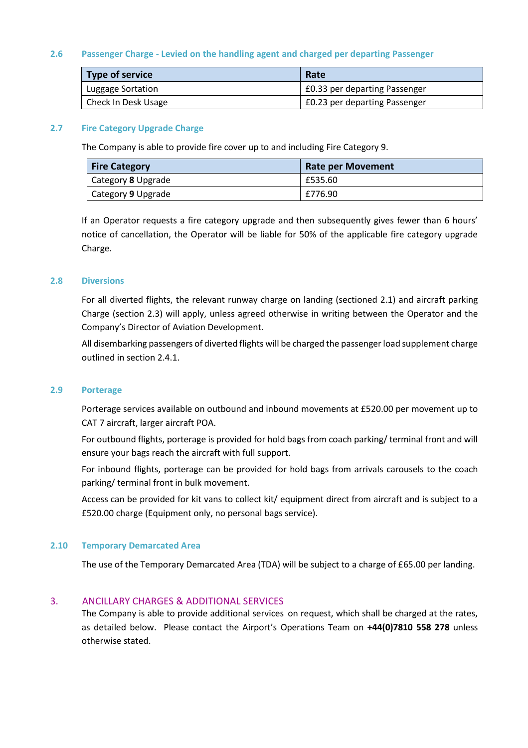### 2.6 Passenger Charge - Levied on the handling agent and charged per departing Passenger

| Type of service | Rate |
| --- | --- |
| Luggage Sortation | £0.33 per departing Passenger |
| Check In Desk Usage | £0.23 per departing Passenger |

### 2.7 Fire Category Upgrade Charge

The Company is able to provide fire cover up to and including Fire Category 9.

| Fire Category | Rate per Movement |
| --- | --- |
| Category **8** Upgrade | £535.60 |
| Category **9** Upgrade | £776.90 |

If an Operator requests a fire category upgrade and then subsequently gives fewer than 6 hours' notice of cancellation, the Operator will be liable for 50% of the applicable fire category upgrade Charge.

### 2.8 Diversions

For all diverted flights, the relevant runway charge on landing (sectioned 2.1) and aircraft parking Charge (section 2.3) will apply, unless agreed otherwise in writing between the Operator and the Company's Director of Aviation Development.

All disembarking passengers of diverted flights will be charged the passenger load supplement charge outlined in section 2.4.1.

### 2.9 Porterage

Porterage services available on outbound and inbound movements at £520.00 per movement up to CAT 7 aircraft, larger aircraft POA.

For outbound flights, porterage is provided for hold bags from coach parking/ terminal front and will ensure your bags reach the aircraft with full support.

For inbound flights, porterage can be provided for hold bags from arrivals carousels to the coach parking/ terminal front in bulk movement.

Access can be provided for kit vans to collect kit/ equipment direct from aircraft and is subject to a £520.00 charge (Equipment only, no personal bags service).

### 2.10 Temporary Demarcated Area

The use of the Temporary Demarcated Area (TDA) will be subject to a charge of £65.00 per landing.

## 3. ANCILLARY CHARGES & ADDITIONAL SERVICES

The Company is able to provide additional services on request, which shall be charged at the rates, as detailed below. Please contact the Airport's Operations Team on **+44(0)7810 558 278** unless otherwise stated.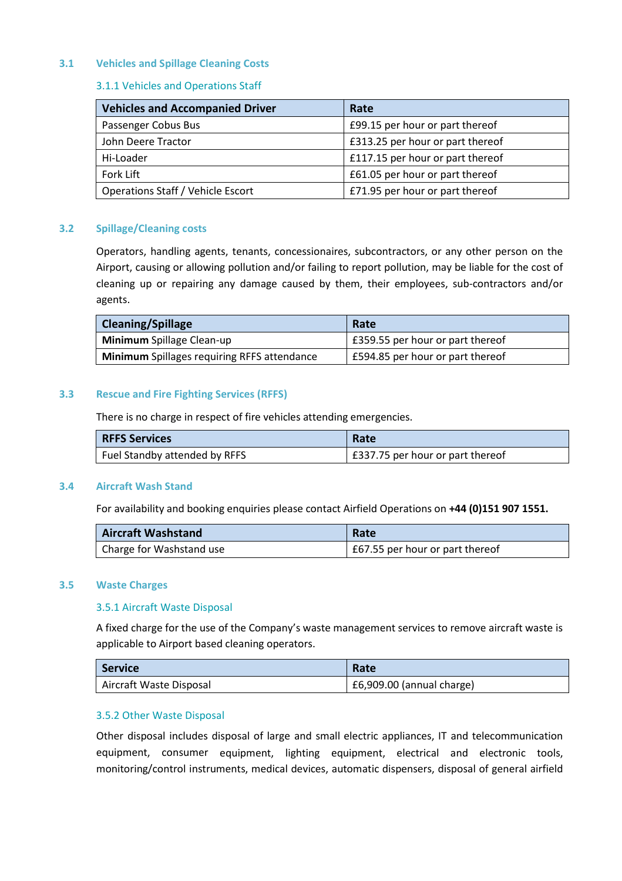## 3.1 Vehicles and Spillage Cleaning Costs

### 3.1.1 Vehicles and Operations Staff

| Vehicles and Accompanied Driver | Rate |
|---|---|
| Passenger Cobus Bus | £99.15 per hour or part thereof |
| John Deere Tractor | £313.25 per hour or part thereof |
| Hi-Loader | £117.15 per hour or part thereof |
| Fork Lift | £61.05 per hour or part thereof |
| Operations Staff / Vehicle Escort | £71.95 per hour or part thereof |

## 3.2 Spillage/Cleaning costs

Operators, handling agents, tenants, concessionaires, subcontractors, or any other person on the Airport, causing or allowing pollution and/or failing to report pollution, may be liable for the cost of cleaning up or repairing any damage caused by them, their employees, sub-contractors and/or agents.

| Cleaning/Spillage | Rate |
|---|---|
| **Minimum** Spillage Clean-up | £359.55 per hour or part thereof |
| **Minimum** Spillages requiring RFFS attendance | £594.85 per hour or part thereof |

## 3.3 Rescue and Fire Fighting Services (RFFS)

There is no charge in respect of fire vehicles attending emergencies.

| RFFS Services | Rate |
|---|---|
| Fuel Standby attended by RFFS | £337.75 per hour or part thereof |

## 3.4 Aircraft Wash Stand

For availability and booking enquiries please contact Airfield Operations on **+44 (0)151 907 1551.**

| Aircraft Washstand | Rate |
|---|---|
| Charge for Washstand use | £67.55 per hour or part thereof |

## 3.5 Waste Charges

### 3.5.1 Aircraft Waste Disposal

A fixed charge for the use of the Company's waste management services to remove aircraft waste is applicable to Airport based cleaning operators.

| Service | Rate |
|---|---|
| Aircraft Waste Disposal | £6,909.00 (annual charge) |

### 3.5.2 Other Waste Disposal

Other disposal includes disposal of large and small electric appliances, IT and telecommunication equipment, consumer equipment, lighting equipment, electrical and electronic tools, monitoring/control instruments, medical devices, automatic dispensers, disposal of general airfield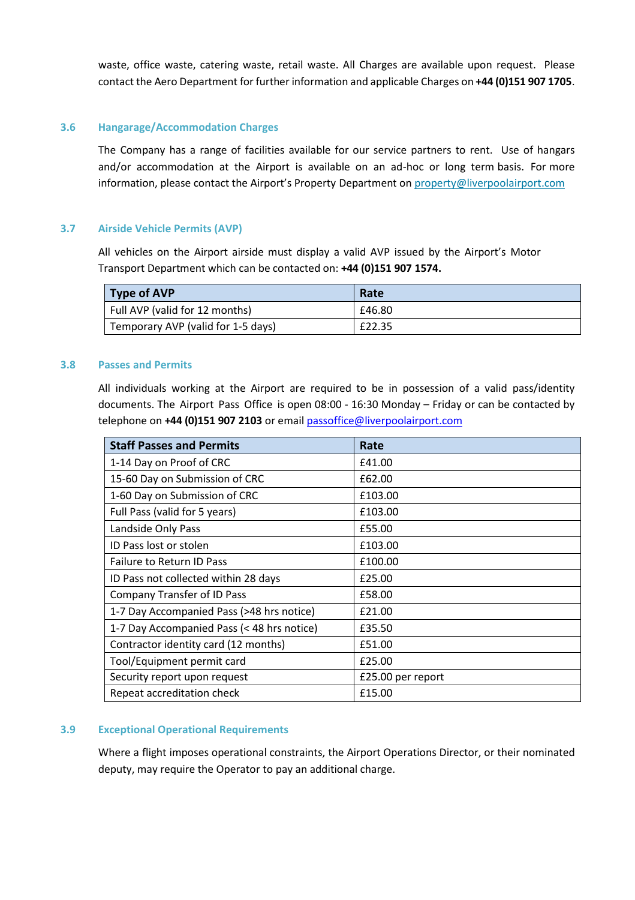waste, office waste, catering waste, retail waste. All Charges are available upon request. Please contact the Aero Department for further information and applicable Charges on **+44 (0)151 907 1705**.

### 3.6 Hangarage/Accommodation Charges

The Company has a range of facilities available for our service partners to rent. Use of hangars and/or accommodation at the Airport is available on an ad-hoc or long term basis. For more information, please contact the Airport's Property Department on property@liverpoolairport.com

### 3.7 Airside Vehicle Permits (AVP)

All vehicles on the Airport airside must display a valid AVP issued by the Airport's Motor Transport Department which can be contacted on: **+44 (0)151 907 1574.**

| Type of AVP | Rate |
| --- | --- |
| Full AVP (valid for 12 months) | £46.80 |
| Temporary AVP (valid for 1-5 days) | £22.35 |

### 3.8 Passes and Permits

All individuals working at the Airport are required to be in possession of a valid pass/identity documents. The Airport Pass Office is open 08:00 - 16:30 Monday – Friday or can be contacted by telephone on **+44 (0)151 907 2103** or email passoffice@liverpoolairport.com

| Staff Passes and Permits | Rate |
| --- | --- |
| 1-14 Day on Proof of CRC | £41.00 |
| 15-60 Day on Submission of CRC | £62.00 |
| 1-60 Day on Submission of CRC | £103.00 |
| Full Pass (valid for 5 years) | £103.00 |
| Landside Only Pass | £55.00 |
| ID Pass lost or stolen | £103.00 |
| Failure to Return ID Pass | £100.00 |
| ID Pass not collected within 28 days | £25.00 |
| Company Transfer of ID Pass | £58.00 |
| 1-7 Day Accompanied Pass (>48 hrs notice) | £21.00 |
| 1-7 Day Accompanied Pass (< 48 hrs notice) | £35.50 |
| Contractor identity card (12 months) | £51.00 |
| Tool/Equipment permit card | £25.00 |
| Security report upon request | £25.00 per report |
| Repeat accreditation check | £15.00 |

### 3.9 Exceptional Operational Requirements

Where a flight imposes operational constraints, the Airport Operations Director, or their nominated deputy, may require the Operator to pay an additional charge.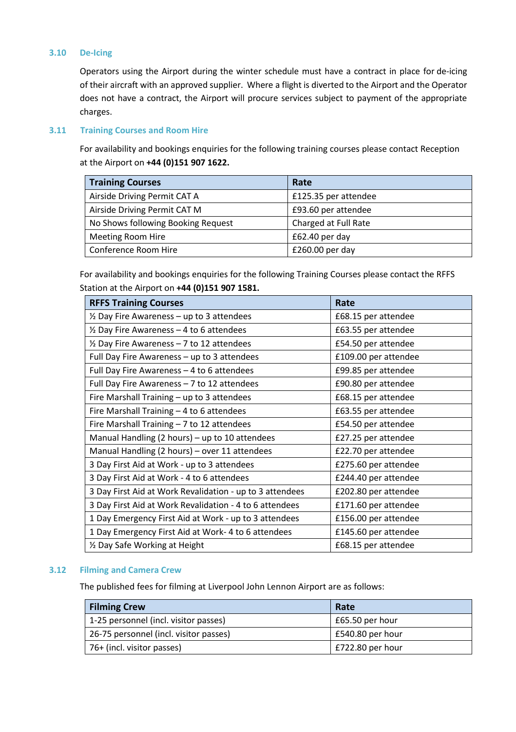### 3.10 De-Icing

Operators using the Airport during the winter schedule must have a contract in place for de-icing of their aircraft with an approved supplier. Where a flight is diverted to the Airport and the Operator does not have a contract, the Airport will procure services subject to payment of the appropriate charges.

### 3.11 Training Courses and Room Hire

For availability and bookings enquiries for the following training courses please contact Reception at the Airport on **+44 (0)151 907 1622.**

| Training Courses | Rate |
| --- | --- |
| Airside Driving Permit CAT A | £125.35 per attendee |
| Airside Driving Permit CAT M | £93.60 per attendee |
| No Shows following Booking Request | Charged at Full Rate |
| Meeting Room Hire | £62.40 per day |
| Conference Room Hire | £260.00 per day |

For availability and bookings enquiries for the following Training Courses please contact the RFFS Station at the Airport on **+44 (0)151 907 1581.**

| RFFS Training Courses | Rate |
| --- | --- |
| ½ Day Fire Awareness – up to 3 attendees | £68.15 per attendee |
| ½ Day Fire Awareness – 4 to 6 attendees | £63.55 per attendee |
| ½ Day Fire Awareness – 7 to 12 attendees | £54.50 per attendee |
| Full Day Fire Awareness – up to 3 attendees | £109.00 per attendee |
| Full Day Fire Awareness – 4 to 6 attendees | £99.85 per attendee |
| Full Day Fire Awareness – 7 to 12 attendees | £90.80 per attendee |
| Fire Marshall Training – up to 3 attendees | £68.15 per attendee |
| Fire Marshall Training – 4 to 6 attendees | £63.55 per attendee |
| Fire Marshall Training – 7 to 12 attendees | £54.50 per attendee |
| Manual Handling (2 hours) – up to 10 attendees | £27.25 per attendee |
| Manual Handling (2 hours) – over 11 attendees | £22.70 per attendee |
| 3 Day First Aid at Work - up to 3 attendees | £275.60 per attendee |
| 3 Day First Aid at Work - 4 to 6 attendees | £244.40 per attendee |
| 3 Day First Aid at Work Revalidation - up to 3 attendees | £202.80 per attendee |
| 3 Day First Aid at Work Revalidation - 4 to 6 attendees | £171.60 per attendee |
| 1 Day Emergency First Aid at Work - up to 3 attendees | £156.00 per attendee |
| 1 Day Emergency First Aid at Work- 4 to 6 attendees | £145.60 per attendee |
| ½ Day Safe Working at Height | £68.15 per attendee |

### 3.12 Filming and Camera Crew

The published fees for filming at Liverpool John Lennon Airport are as follows:

| Filming Crew | Rate |
| --- | --- |
| 1-25 personnel (incl. visitor passes) | £65.50 per hour |
| 26-75 personnel (incl. visitor passes) | £540.80 per hour |
| 76+ (incl. visitor passes) | £722.80 per hour |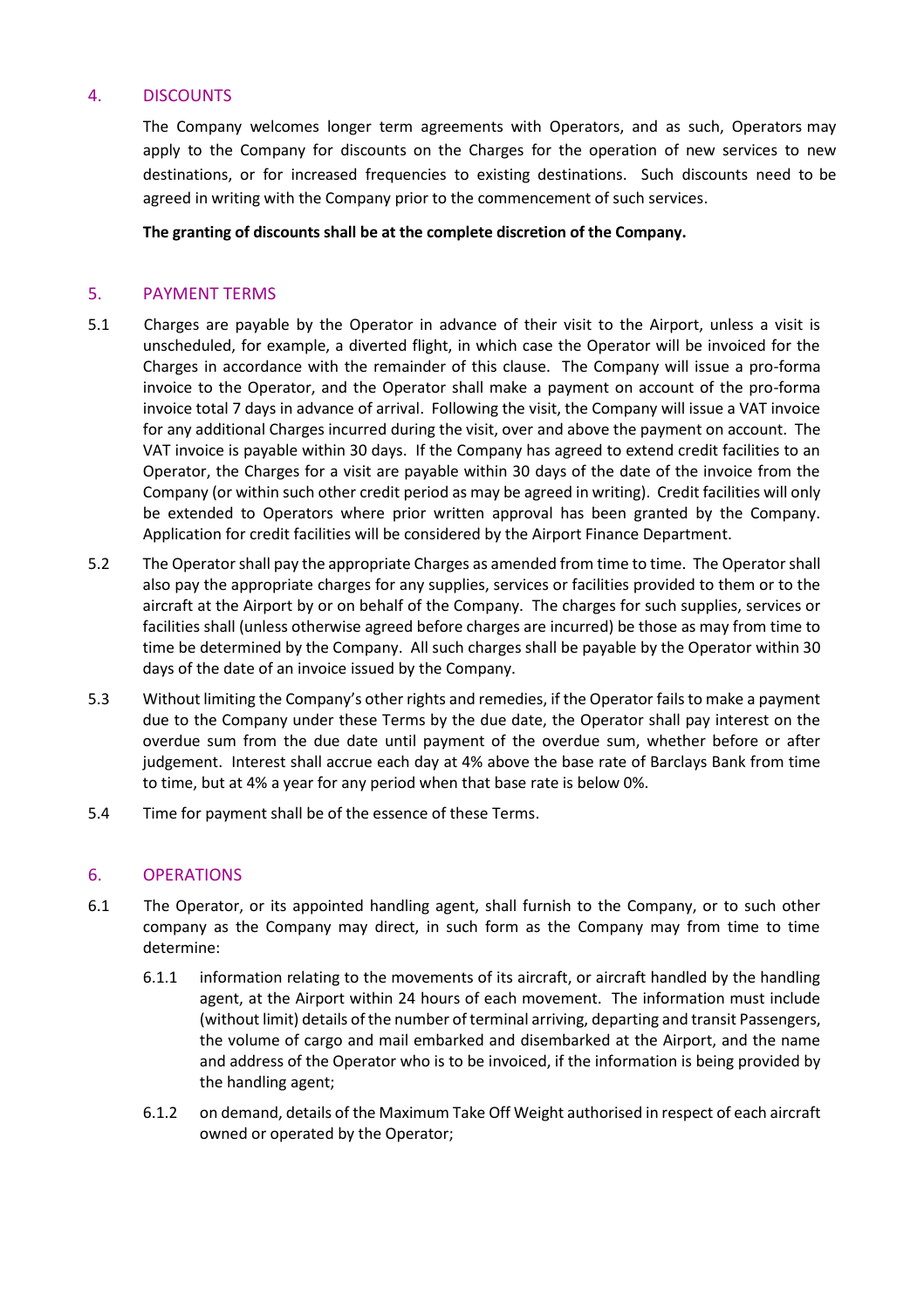## 4. DISCOUNTS

The Company welcomes longer term agreements with Operators, and as such, Operators may apply to the Company for discounts on the Charges for the operation of new services to new destinations, or for increased frequencies to existing destinations. Such discounts need to be agreed in writing with the Company prior to the commencement of such services.

**The granting of discounts shall be at the complete discretion of the Company.**

## 5. PAYMENT TERMS

5.1 Charges are payable by the Operator in advance of their visit to the Airport, unless a visit is unscheduled, for example, a diverted flight, in which case the Operator will be invoiced for the Charges in accordance with the remainder of this clause. The Company will issue a pro-forma invoice to the Operator, and the Operator shall make a payment on account of the pro-forma invoice total 7 days in advance of arrival. Following the visit, the Company will issue a VAT invoice for any additional Charges incurred during the visit, over and above the payment on account. The VAT invoice is payable within 30 days. If the Company has agreed to extend credit facilities to an Operator, the Charges for a visit are payable within 30 days of the date of the invoice from the Company (or within such other credit period as may be agreed in writing). Credit facilities will only be extended to Operators where prior written approval has been granted by the Company. Application for credit facilities will be considered by the Airport Finance Department.

5.2 The Operator shall pay the appropriate Charges as amended from time to time. The Operator shall also pay the appropriate charges for any supplies, services or facilities provided to them or to the aircraft at the Airport by or on behalf of the Company. The charges for such supplies, services or facilities shall (unless otherwise agreed before charges are incurred) be those as may from time to time be determined by the Company. All such charges shall be payable by the Operator within 30 days of the date of an invoice issued by the Company.

5.3 Without limiting the Company's other rights and remedies, if the Operator fails to make a payment due to the Company under these Terms by the due date, the Operator shall pay interest on the overdue sum from the due date until payment of the overdue sum, whether before or after judgement. Interest shall accrue each day at 4% above the base rate of Barclays Bank from time to time, but at 4% a year for any period when that base rate is below 0%.

5.4 Time for payment shall be of the essence of these Terms.

## 6. OPERATIONS

6.1 The Operator, or its appointed handling agent, shall furnish to the Company, or to such other company as the Company may direct, in such form as the Company may from time to time determine:

6.1.1 information relating to the movements of its aircraft, or aircraft handled by the handling agent, at the Airport within 24 hours of each movement. The information must include (without limit) details of the number of terminal arriving, departing and transit Passengers, the volume of cargo and mail embarked and disembarked at the Airport, and the name and address of the Operator who is to be invoiced, if the information is being provided by the handling agent;

6.1.2 on demand, details of the Maximum Take Off Weight authorised in respect of each aircraft owned or operated by the Operator;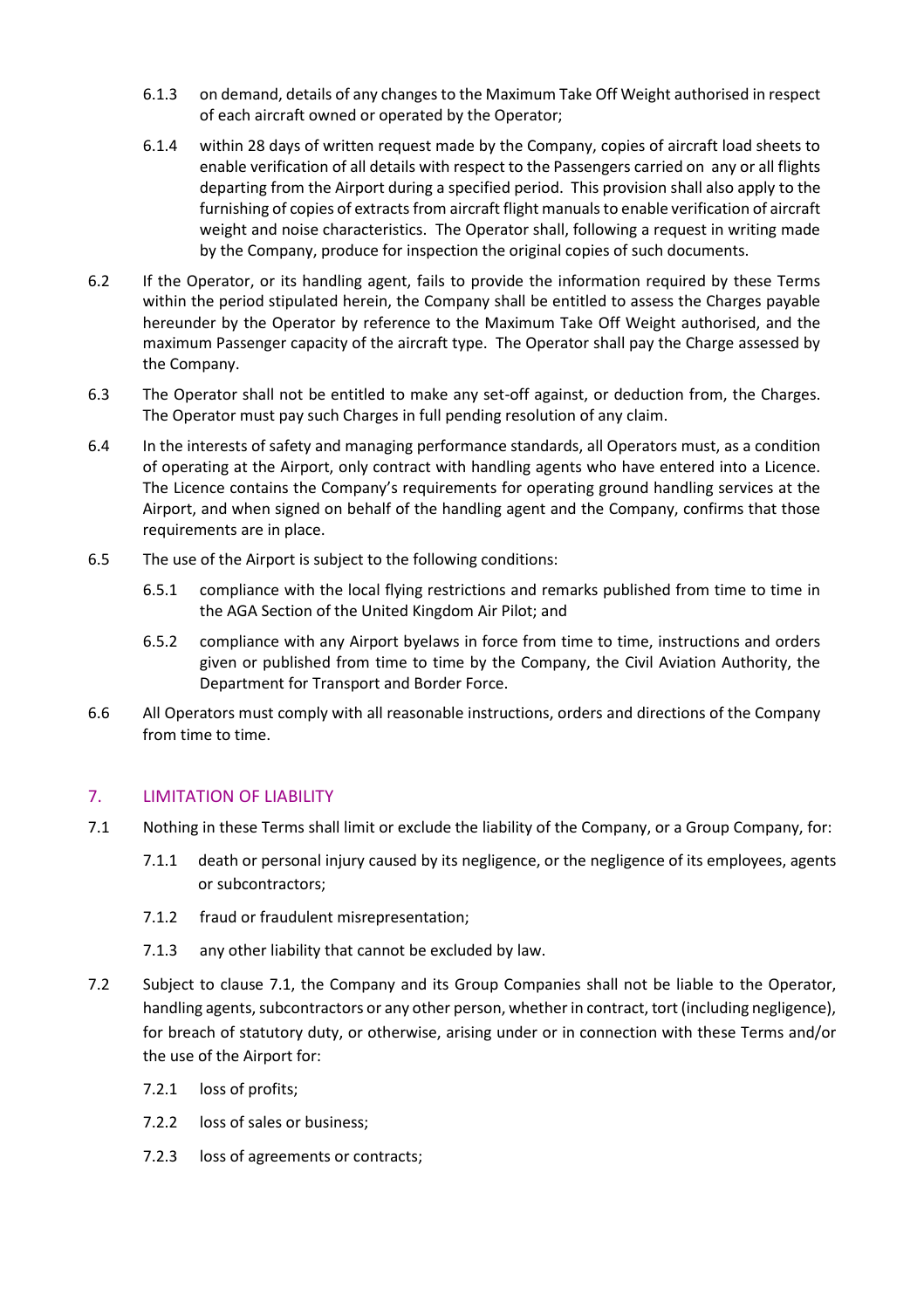6.1.3 on demand, details of any changes to the Maximum Take Off Weight authorised in respect of each aircraft owned or operated by the Operator;

6.1.4 within 28 days of written request made by the Company, copies of aircraft load sheets to enable verification of all details with respect to the Passengers carried on any or all flights departing from the Airport during a specified period. This provision shall also apply to the furnishing of copies of extracts from aircraft flight manuals to enable verification of aircraft weight and noise characteristics. The Operator shall, following a request in writing made by the Company, produce for inspection the original copies of such documents.

6.2 If the Operator, or its handling agent, fails to provide the information required by these Terms within the period stipulated herein, the Company shall be entitled to assess the Charges payable hereunder by the Operator by reference to the Maximum Take Off Weight authorised, and the maximum Passenger capacity of the aircraft type. The Operator shall pay the Charge assessed by the Company.

6.3 The Operator shall not be entitled to make any set-off against, or deduction from, the Charges. The Operator must pay such Charges in full pending resolution of any claim.

6.4 In the interests of safety and managing performance standards, all Operators must, as a condition of operating at the Airport, only contract with handling agents who have entered into a Licence. The Licence contains the Company's requirements for operating ground handling services at the Airport, and when signed on behalf of the handling agent and the Company, confirms that those requirements are in place.

6.5 The use of the Airport is subject to the following conditions:

6.5.1 compliance with the local flying restrictions and remarks published from time to time in the AGA Section of the United Kingdom Air Pilot; and

6.5.2 compliance with any Airport byelaws in force from time to time, instructions and orders given or published from time to time by the Company, the Civil Aviation Authority, the Department for Transport and Border Force.

6.6 All Operators must comply with all reasonable instructions, orders and directions of the Company from time to time.

## 7. LIMITATION OF LIABILITY

7.1 Nothing in these Terms shall limit or exclude the liability of the Company, or a Group Company, for:

7.1.1 death or personal injury caused by its negligence, or the negligence of its employees, agents or subcontractors;

7.1.2 fraud or fraudulent misrepresentation;

7.1.3 any other liability that cannot be excluded by law.

7.2 Subject to clause 7.1, the Company and its Group Companies shall not be liable to the Operator, handling agents, subcontractors or any other person, whether in contract, tort (including negligence), for breach of statutory duty, or otherwise, arising under or in connection with these Terms and/or the use of the Airport for:

7.2.1 loss of profits;

7.2.2 loss of sales or business;

7.2.3 loss of agreements or contracts;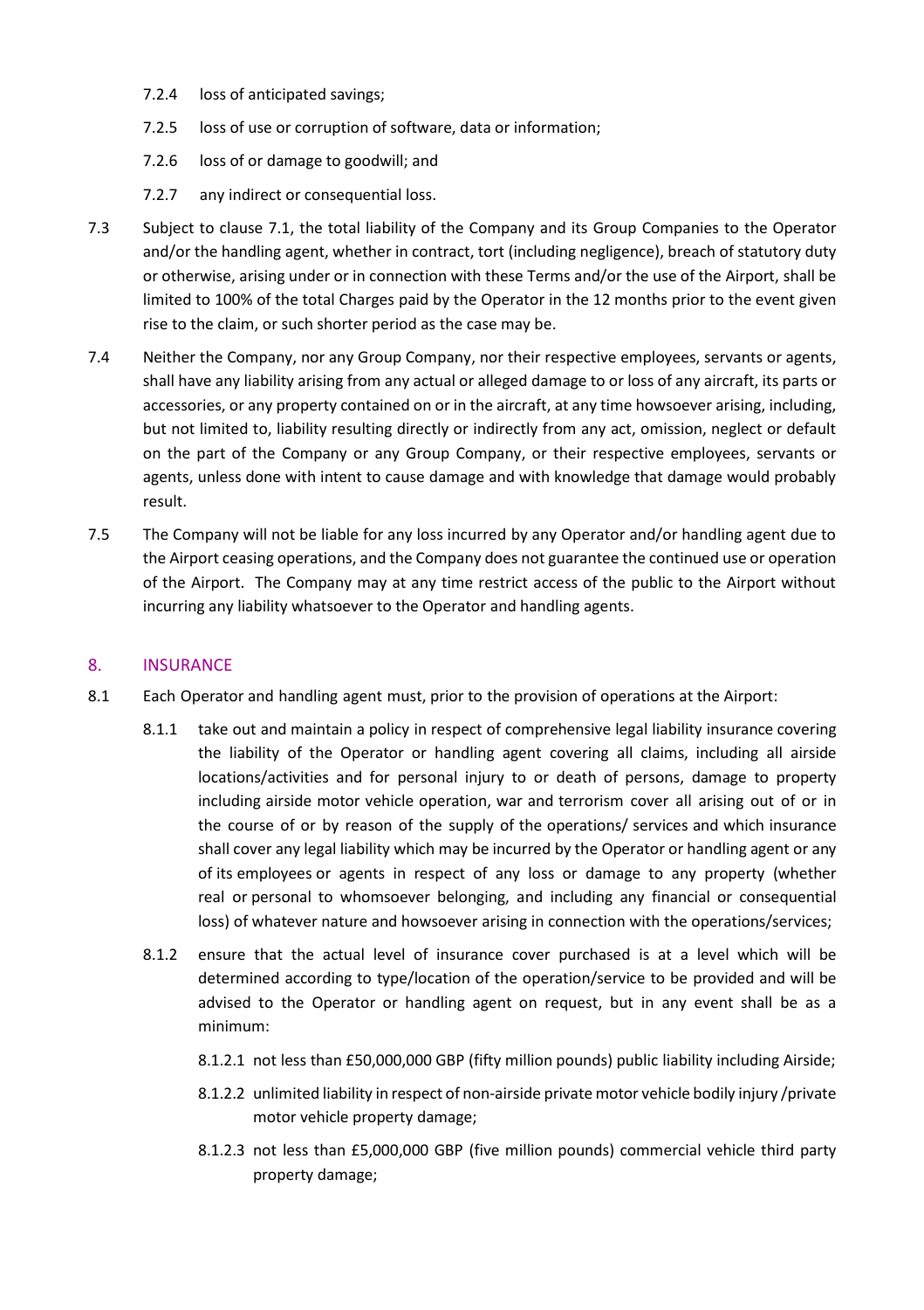7.2.4 loss of anticipated savings;

7.2.5 loss of use or corruption of software, data or information;

7.2.6 loss of or damage to goodwill; and

7.2.7 any indirect or consequential loss.

7.3 Subject to clause 7.1, the total liability of the Company and its Group Companies to the Operator and/or the handling agent, whether in contract, tort (including negligence), breach of statutory duty or otherwise, arising under or in connection with these Terms and/or the use of the Airport, shall be limited to 100% of the total Charges paid by the Operator in the 12 months prior to the event given rise to the claim, or such shorter period as the case may be.

7.4 Neither the Company, nor any Group Company, nor their respective employees, servants or agents, shall have any liability arising from any actual or alleged damage to or loss of any aircraft, its parts or accessories, or any property contained on or in the aircraft, at any time howsoever arising, including, but not limited to, liability resulting directly or indirectly from any act, omission, neglect or default on the part of the Company or any Group Company, or their respective employees, servants or agents, unless done with intent to cause damage and with knowledge that damage would probably result.

7.5 The Company will not be liable for any loss incurred by any Operator and/or handling agent due to the Airport ceasing operations, and the Company does not guarantee the continued use or operation of the Airport. The Company may at any time restrict access of the public to the Airport without incurring any liability whatsoever to the Operator and handling agents.

## 8. INSURANCE

8.1 Each Operator and handling agent must, prior to the provision of operations at the Airport:

8.1.1 take out and maintain a policy in respect of comprehensive legal liability insurance covering the liability of the Operator or handling agent covering all claims, including all airside locations/activities and for personal injury to or death of persons, damage to property including airside motor vehicle operation, war and terrorism cover all arising out of or in the course of or by reason of the supply of the operations/ services and which insurance shall cover any legal liability which may be incurred by the Operator or handling agent or any of its employees or agents in respect of any loss or damage to any property (whether real or personal to whomsoever belonging, and including any financial or consequential loss) of whatever nature and howsoever arising in connection with the operations/services;

8.1.2 ensure that the actual level of insurance cover purchased is at a level which will be determined according to type/location of the operation/service to be provided and will be advised to the Operator or handling agent on request, but in any event shall be as a minimum:

8.1.2.1 not less than £50,000,000 GBP (fifty million pounds) public liability including Airside;

8.1.2.2 unlimited liability in respect of non-airside private motor vehicle bodily injury /private motor vehicle property damage;

8.1.2.3 not less than £5,000,000 GBP (five million pounds) commercial vehicle third party property damage;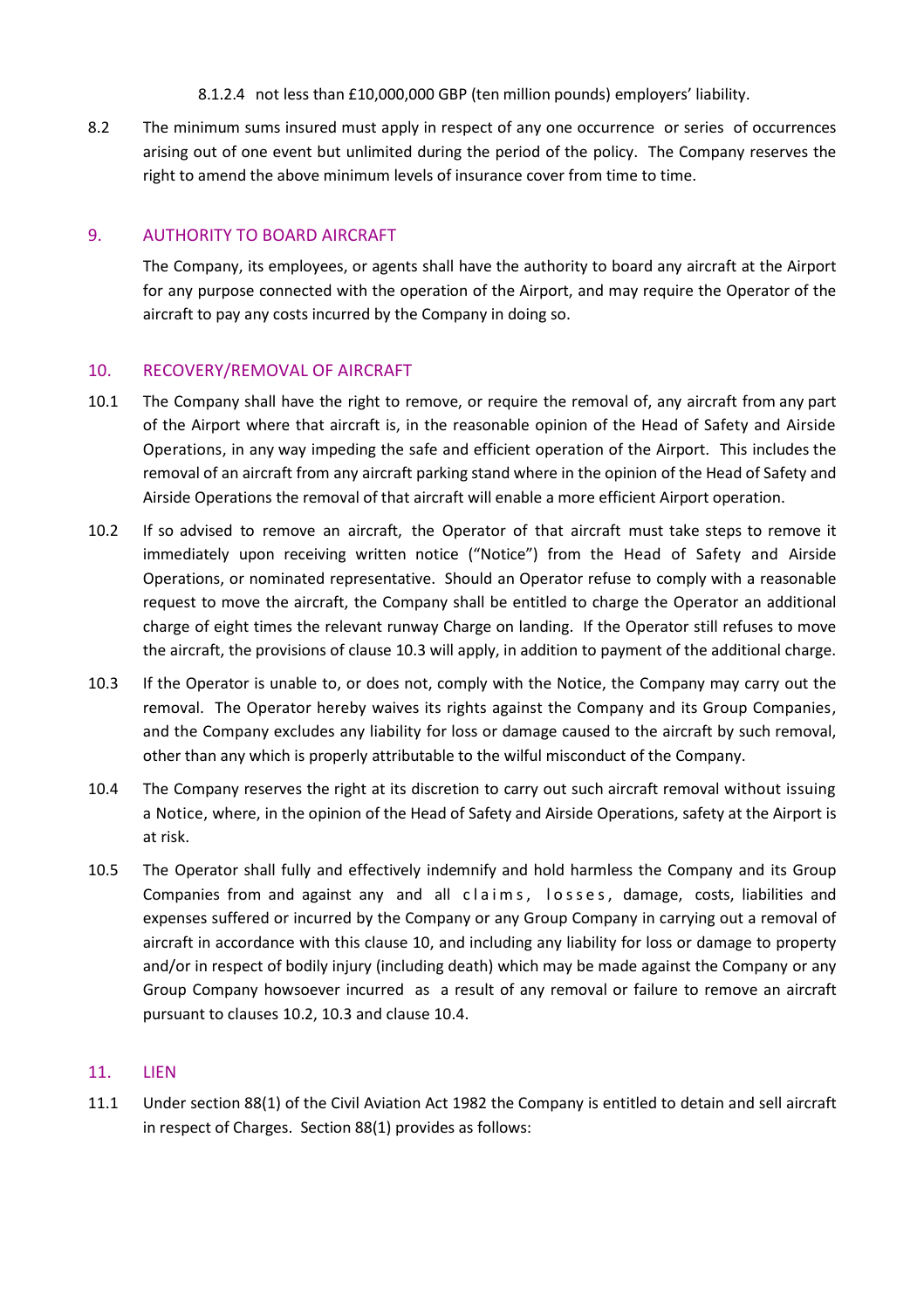8.1.2.4 not less than £10,000,000 GBP (ten million pounds) employers' liability.

8.2 The minimum sums insured must apply in respect of any one occurrence or series of occurrences arising out of one event but unlimited during the period of the policy. The Company reserves the right to amend the above minimum levels of insurance cover from time to time.

## 9. AUTHORITY TO BOARD AIRCRAFT

The Company, its employees, or agents shall have the authority to board any aircraft at the Airport for any purpose connected with the operation of the Airport, and may require the Operator of the aircraft to pay any costs incurred by the Company in doing so.

## 10. RECOVERY/REMOVAL OF AIRCRAFT

10.1 The Company shall have the right to remove, or require the removal of, any aircraft from any part of the Airport where that aircraft is, in the reasonable opinion of the Head of Safety and Airside Operations, in any way impeding the safe and efficient operation of the Airport. This includes the removal of an aircraft from any aircraft parking stand where in the opinion of the Head of Safety and Airside Operations the removal of that aircraft will enable a more efficient Airport operation.

10.2 If so advised to remove an aircraft, the Operator of that aircraft must take steps to remove it immediately upon receiving written notice ("Notice") from the Head of Safety and Airside Operations, or nominated representative. Should an Operator refuse to comply with a reasonable request to move the aircraft, the Company shall be entitled to charge the Operator an additional charge of eight times the relevant runway Charge on landing. If the Operator still refuses to move the aircraft, the provisions of clause 10.3 will apply, in addition to payment of the additional charge.

10.3 If the Operator is unable to, or does not, comply with the Notice, the Company may carry out the removal. The Operator hereby waives its rights against the Company and its Group Companies, and the Company excludes any liability for loss or damage caused to the aircraft by such removal, other than any which is properly attributable to the wilful misconduct of the Company.

10.4 The Company reserves the right at its discretion to carry out such aircraft removal without issuing a Notice, where, in the opinion of the Head of Safety and Airside Operations, safety at the Airport is at risk.

10.5 The Operator shall fully and effectively indemnify and hold harmless the Company and its Group Companies from and against any and all claims, losses, damage, costs, liabilities and expenses suffered or incurred by the Company or any Group Company in carrying out a removal of aircraft in accordance with this clause 10, and including any liability for loss or damage to property and/or in respect of bodily injury (including death) which may be made against the Company or any Group Company howsoever incurred as a result of any removal or failure to remove an aircraft pursuant to clauses 10.2, 10.3 and clause 10.4.

## 11. LIEN

11.1 Under section 88(1) of the Civil Aviation Act 1982 the Company is entitled to detain and sell aircraft in respect of Charges. Section 88(1) provides as follows: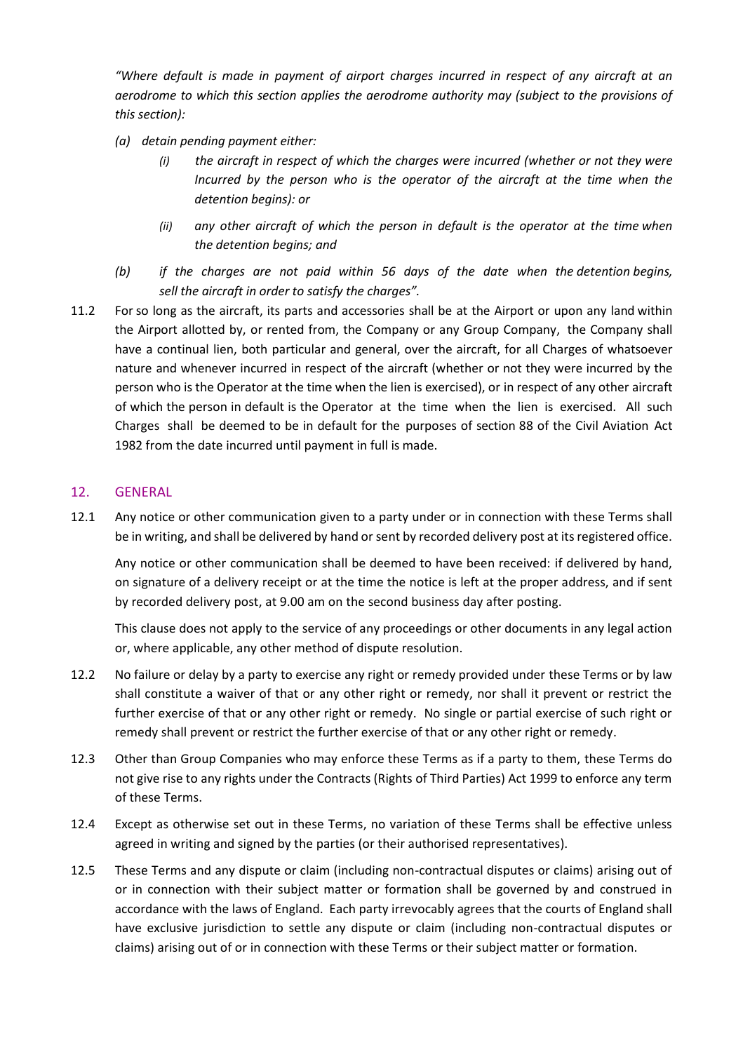*"Where default is made in payment of airport charges incurred in respect of any aircraft at an aerodrome to which this section applies the aerodrome authority may (subject to the provisions of this section):*

*(a) detain pending payment either:*

*(i) the aircraft in respect of which the charges were incurred (whether or not they were Incurred by the person who is the operator of the aircraft at the time when the detention begins): or*

*(ii) any other aircraft of which the person in default is the operator at the time when the detention begins; and*

*(b) if the charges are not paid within 56 days of the date when the detention begins, sell the aircraft in order to satisfy the charges".*

11.2 For so long as the aircraft, its parts and accessories shall be at the Airport or upon any land within the Airport allotted by, or rented from, the Company or any Group Company, the Company shall have a continual lien, both particular and general, over the aircraft, for all Charges of whatsoever nature and whenever incurred in respect of the aircraft (whether or not they were incurred by the person who is the Operator at the time when the lien is exercised), or in respect of any other aircraft of which the person in default is the Operator at the time when the lien is exercised. All such Charges shall be deemed to be in default for the purposes of section 88 of the Civil Aviation Act 1982 from the date incurred until payment in full is made.

## 12. GENERAL

12.1 Any notice or other communication given to a party under or in connection with these Terms shall be in writing, and shall be delivered by hand or sent by recorded delivery post at its registered office.

Any notice or other communication shall be deemed to have been received: if delivered by hand, on signature of a delivery receipt or at the time the notice is left at the proper address, and if sent by recorded delivery post, at 9.00 am on the second business day after posting.

This clause does not apply to the service of any proceedings or other documents in any legal action or, where applicable, any other method of dispute resolution.

12.2 No failure or delay by a party to exercise any right or remedy provided under these Terms or by law shall constitute a waiver of that or any other right or remedy, nor shall it prevent or restrict the further exercise of that or any other right or remedy. No single or partial exercise of such right or remedy shall prevent or restrict the further exercise of that or any other right or remedy.

12.3 Other than Group Companies who may enforce these Terms as if a party to them, these Terms do not give rise to any rights under the Contracts (Rights of Third Parties) Act 1999 to enforce any term of these Terms.

12.4 Except as otherwise set out in these Terms, no variation of these Terms shall be effective unless agreed in writing and signed by the parties (or their authorised representatives).

12.5 These Terms and any dispute or claim (including non-contractual disputes or claims) arising out of or in connection with their subject matter or formation shall be governed by and construed in accordance with the laws of England. Each party irrevocably agrees that the courts of England shall have exclusive jurisdiction to settle any dispute or claim (including non-contractual disputes or claims) arising out of or in connection with these Terms or their subject matter or formation.